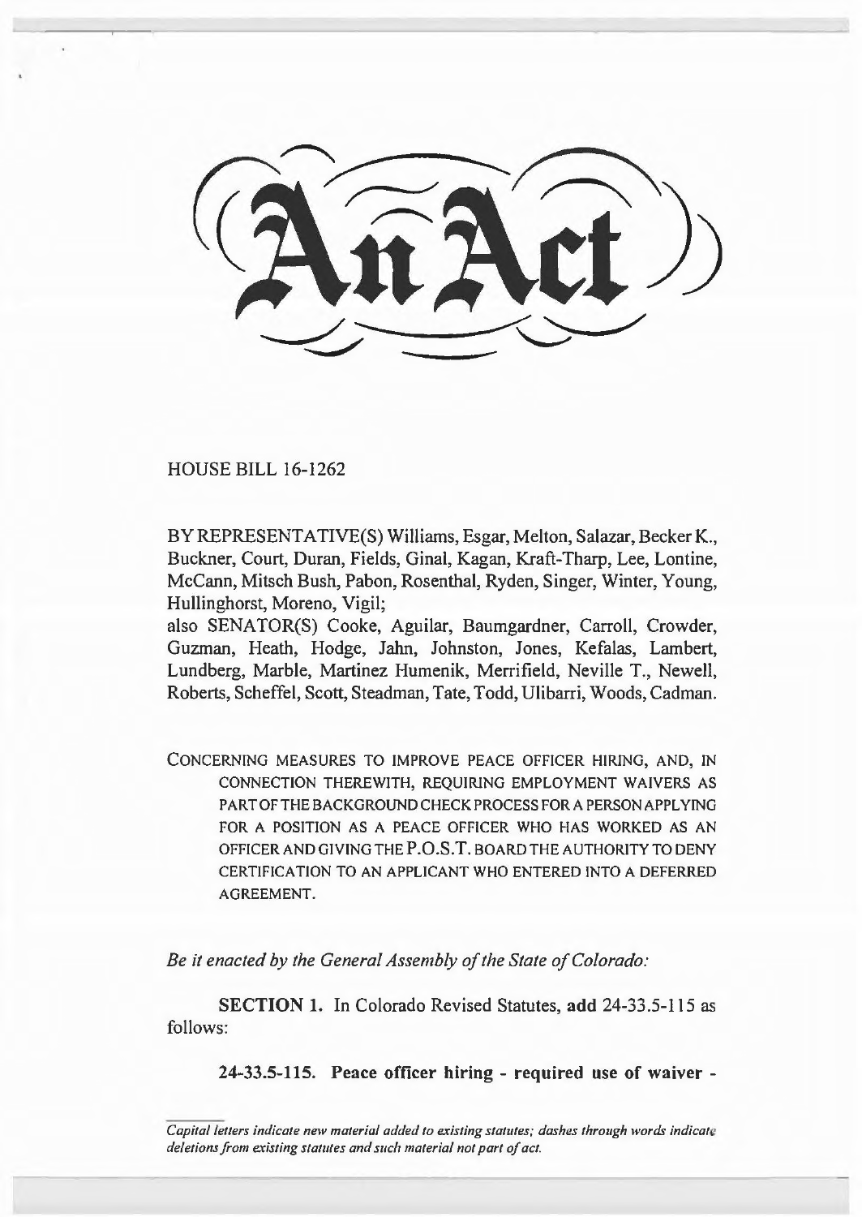# An Act

HOUSE BILL 16-1262

BY REPRESENTATIVE(S) Williams, Esgar, Melton, Salazar, Becker K., Buckner, Court, Duran, Fields, Ginal, Kagan, Kraft-Tharp, Lee, Lontine, McCann, Mitsch Bush, Pabon, Rosenthal, Ryden, Singer, Winter, Young, Hullinghorst, Moreno, Vigil;
also SENATOR(S) Cooke, Aguilar, Baumgardner, Carroll, Crowder, Guzman, Heath, Hodge, Jahn, Johnston, Jones, Kefalas, Lambert, Lundberg, Marble, Martinez Humenik, Merrifield, Neville T., Newell, Roberts, Scheffel, Scott, Steadman, Tate, Todd, Ulibarri, Woods, Cadman.

CONCERNING MEASURES TO IMPROVE PEACE OFFICER HIRING, AND, IN CONNECTION THEREWITH, REQUIRING EMPLOYMENT WAIVERS AS PART OF THE BACKGROUND CHECK PROCESS FOR A PERSON APPLYING FOR A POSITION AS A PEACE OFFICER WHO HAS WORKED AS AN OFFICER AND GIVING THE P.O.S.T. BOARD THE AUTHORITY TO DENY CERTIFICATION TO AN APPLICANT WHO ENTERED INTO A DEFERRED AGREEMENT.

*Be it enacted by the General Assembly of the State of Colorado:*

**SECTION 1.** In Colorado Revised Statutes, **add** 24-33.5-115 as follows:

**24-33.5-115. Peace officer hiring - required use of waiver -**

*Capital letters indicate new material added to existing statutes; dashes through words indicate deletions from existing statutes and such material not part of act.*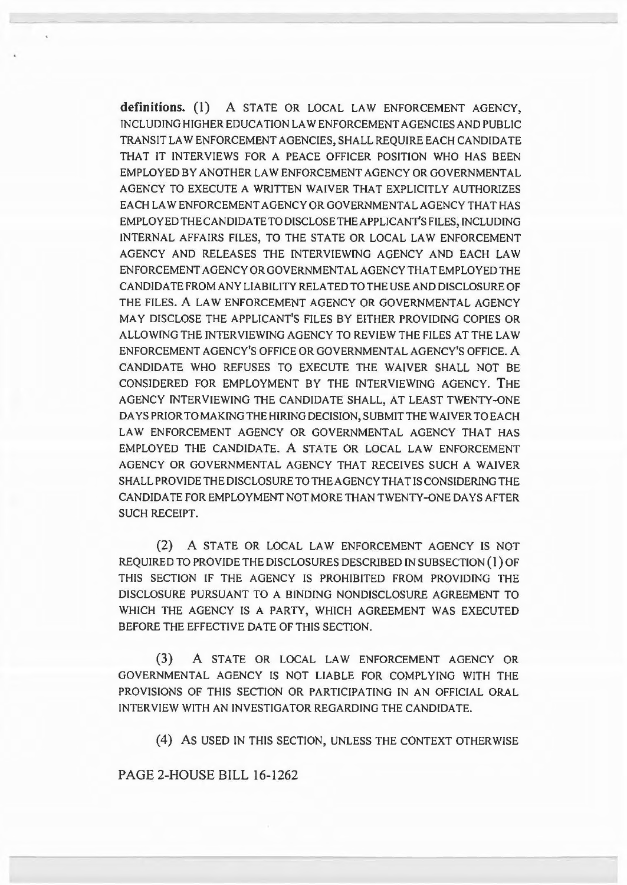**definitions.** (1) A STATE OR LOCAL LAW ENFORCEMENT AGENCY, INCLUDING HIGHER EDUCATION LAW ENFORCEMENT AGENCIES AND PUBLIC TRANSIT LAW ENFORCEMENT AGENCIES, SHALL REQUIRE EACH CANDIDATE THAT IT INTERVIEWS FOR A PEACE OFFICER POSITION WHO HAS BEEN EMPLOYED BY ANOTHER LAW ENFORCEMENT AGENCY OR GOVERNMENTAL AGENCY TO EXECUTE A WRITTEN WAIVER THAT EXPLICITLY AUTHORIZES EACH LAW ENFORCEMENT AGENCY OR GOVERNMENTAL AGENCY THAT HAS EMPLOYED THE CANDIDATE TO DISCLOSE THE APPLICANT'S FILES, INCLUDING INTERNAL AFFAIRS FILES, TO THE STATE OR LOCAL LAW ENFORCEMENT AGENCY AND RELEASES THE INTERVIEWING AGENCY AND EACH LAW ENFORCEMENT AGENCY OR GOVERNMENTAL AGENCY THAT EMPLOYED THE CANDIDATE FROM ANY LIABILITY RELATED TO THE USE AND DISCLOSURE OF THE FILES. A LAW ENFORCEMENT AGENCY OR GOVERNMENTAL AGENCY MAY DISCLOSE THE APPLICANT'S FILES BY EITHER PROVIDING COPIES OR ALLOWING THE INTERVIEWING AGENCY TO REVIEW THE FILES AT THE LAW ENFORCEMENT AGENCY'S OFFICE OR GOVERNMENTAL AGENCY'S OFFICE. A CANDIDATE WHO REFUSES TO EXECUTE THE WAIVER SHALL NOT BE CONSIDERED FOR EMPLOYMENT BY THE INTERVIEWING AGENCY. THE AGENCY INTERVIEWING THE CANDIDATE SHALL, AT LEAST TWENTY-ONE DAYS PRIOR TO MAKING THE HIRING DECISION, SUBMIT THE WAIVER TO EACH LAW ENFORCEMENT AGENCY OR GOVERNMENTAL AGENCY THAT HAS EMPLOYED THE CANDIDATE. A STATE OR LOCAL LAW ENFORCEMENT AGENCY OR GOVERNMENTAL AGENCY THAT RECEIVES SUCH A WAIVER SHALL PROVIDE THE DISCLOSURE TO THE AGENCY THAT IS CONSIDERING THE CANDIDATE FOR EMPLOYMENT NOT MORE THAN TWENTY-ONE DAYS AFTER SUCH RECEIPT.

(2) A STATE OR LOCAL LAW ENFORCEMENT AGENCY IS NOT REQUIRED TO PROVIDE THE DISCLOSURES DESCRIBED IN SUBSECTION (1) OF THIS SECTION IF THE AGENCY IS PROHIBITED FROM PROVIDING THE DISCLOSURE PURSUANT TO A BINDING NONDISCLOSURE AGREEMENT TO WHICH THE AGENCY IS A PARTY, WHICH AGREEMENT WAS EXECUTED BEFORE THE EFFECTIVE DATE OF THIS SECTION.

(3) A STATE OR LOCAL LAW ENFORCEMENT AGENCY OR GOVERNMENTAL AGENCY IS NOT LIABLE FOR COMPLYING WITH THE PROVISIONS OF THIS SECTION OR PARTICIPATING IN AN OFFICIAL ORAL INTERVIEW WITH AN INVESTIGATOR REGARDING THE CANDIDATE.

(4) AS USED IN THIS SECTION, UNLESS THE CONTEXT OTHERWISE

PAGE 2-HOUSE BILL 16-1262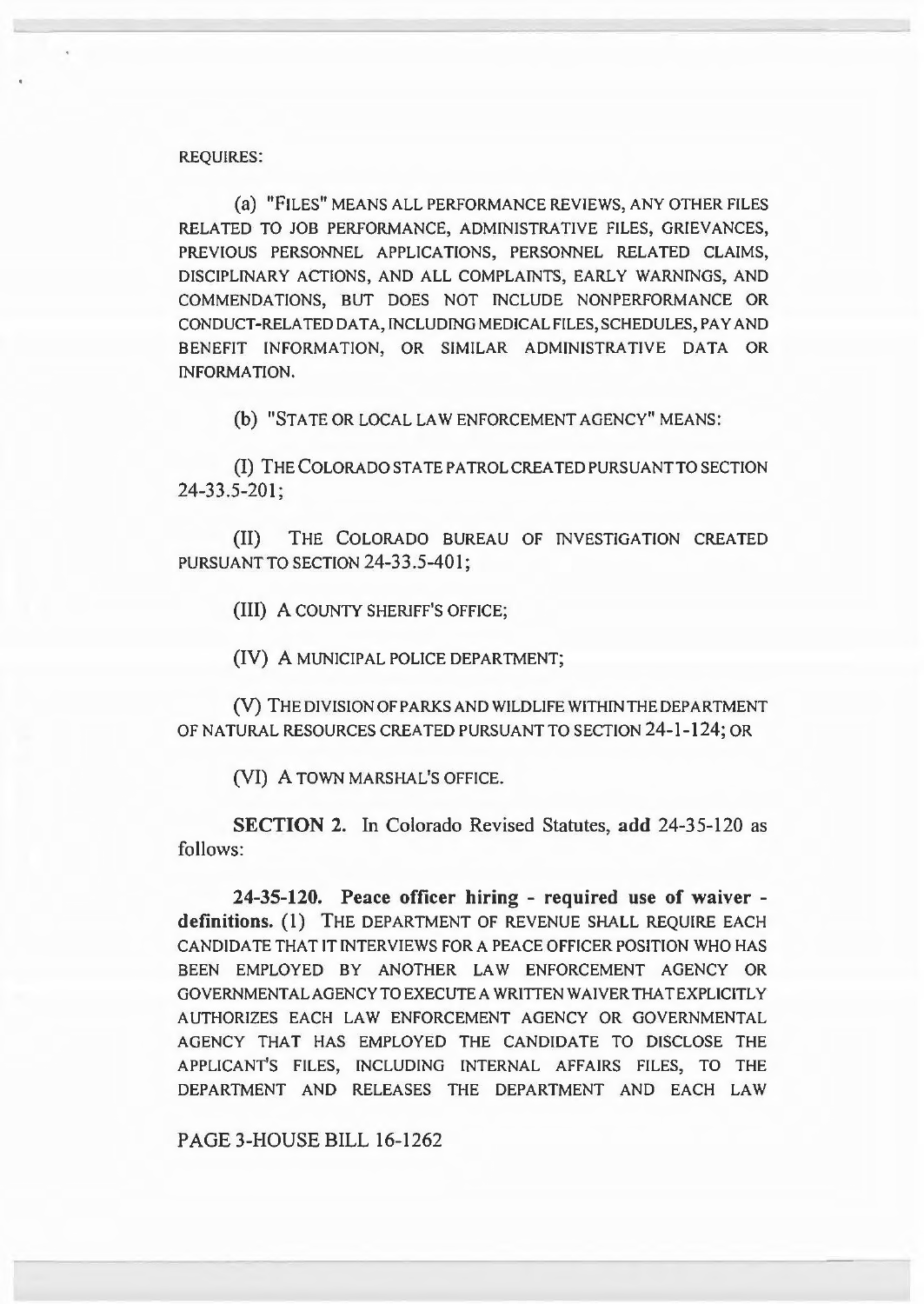REQUIRES:

(a) "FILES" MEANS ALL PERFORMANCE REVIEWS, ANY OTHER FILES RELATED TO JOB PERFORMANCE, ADMINISTRATIVE FILES, GRIEVANCES, PREVIOUS PERSONNEL APPLICATIONS, PERSONNEL RELATED CLAIMS, DISCIPLINARY ACTIONS, AND ALL COMPLAINTS, EARLY WARNINGS, AND COMMENDATIONS, BUT DOES NOT INCLUDE NONPERFORMANCE OR CONDUCT-RELATED DATA, INCLUDING MEDICAL FILES, SCHEDULES, PAY AND BENEFIT INFORMATION, OR SIMILAR ADMINISTRATIVE DATA OR INFORMATION.

(b) "STATE OR LOCAL LAW ENFORCEMENT AGENCY" MEANS:

(I) THE COLORADO STATE PATROL CREATED PURSUANT TO SECTION 24-33.5-201;

(II) THE COLORADO BUREAU OF INVESTIGATION CREATED PURSUANT TO SECTION 24-33.5-401;

(III) A COUNTY SHERIFF'S OFFICE;

(IV) A MUNICIPAL POLICE DEPARTMENT;

(V) THE DIVISION OF PARKS AND WILDLIFE WITHIN THE DEPARTMENT OF NATURAL RESOURCES CREATED PURSUANT TO SECTION 24-1-124; OR

(VI) A TOWN MARSHAL'S OFFICE.

**SECTION 2.** In Colorado Revised Statutes, **add** 24-35-120 as follows:

**24-35-120. Peace officer hiring - required use of waiver - definitions.** (1) THE DEPARTMENT OF REVENUE SHALL REQUIRE EACH CANDIDATE THAT IT INTERVIEWS FOR A PEACE OFFICER POSITION WHO HAS BEEN EMPLOYED BY ANOTHER LAW ENFORCEMENT AGENCY OR GOVERNMENTAL AGENCY TO EXECUTE A WRITTEN WAIVER THAT EXPLICITLY AUTHORIZES EACH LAW ENFORCEMENT AGENCY OR GOVERNMENTAL AGENCY THAT HAS EMPLOYED THE CANDIDATE TO DISCLOSE THE APPLICANT'S FILES, INCLUDING INTERNAL AFFAIRS FILES, TO THE DEPARTMENT AND RELEASES THE DEPARTMENT AND EACH LAW

PAGE 3-HOUSE BILL 16-1262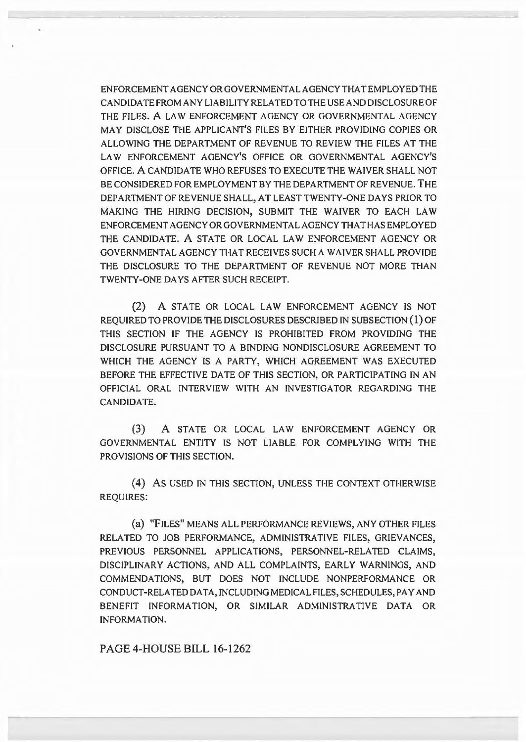ENFORCEMENT AGENCY OR GOVERNMENTAL AGENCY THAT EMPLOYED THE CANDIDATE FROM ANY LIABILITY RELATED TO THE USE AND DISCLOSURE OF THE FILES. A LAW ENFORCEMENT AGENCY OR GOVERNMENTAL AGENCY MAY DISCLOSE THE APPLICANT'S FILES BY EITHER PROVIDING COPIES OR ALLOWING THE DEPARTMENT OF REVENUE TO REVIEW THE FILES AT THE LAW ENFORCEMENT AGENCY'S OFFICE OR GOVERNMENTAL AGENCY'S OFFICE. A CANDIDATE WHO REFUSES TO EXECUTE THE WAIVER SHALL NOT BE CONSIDERED FOR EMPLOYMENT BY THE DEPARTMENT OF REVENUE. THE DEPARTMENT OF REVENUE SHALL, AT LEAST TWENTY-ONE DAYS PRIOR TO MAKING THE HIRING DECISION, SUBMIT THE WAIVER TO EACH LAW ENFORCEMENT AGENCY OR GOVERNMENTAL AGENCY THAT HAS EMPLOYED THE CANDIDATE. A STATE OR LOCAL LAW ENFORCEMENT AGENCY OR GOVERNMENTAL AGENCY THAT RECEIVES SUCH A WAIVER SHALL PROVIDE THE DISCLOSURE TO THE DEPARTMENT OF REVENUE NOT MORE THAN TWENTY-ONE DAYS AFTER SUCH RECEIPT.

(2) A STATE OR LOCAL LAW ENFORCEMENT AGENCY IS NOT REQUIRED TO PROVIDE THE DISCLOSURES DESCRIBED IN SUBSECTION (1) OF THIS SECTION IF THE AGENCY IS PROHIBITED FROM PROVIDING THE DISCLOSURE PURSUANT TO A BINDING NONDISCLOSURE AGREEMENT TO WHICH THE AGENCY IS A PARTY, WHICH AGREEMENT WAS EXECUTED BEFORE THE EFFECTIVE DATE OF THIS SECTION, OR PARTICIPATING IN AN OFFICIAL ORAL INTERVIEW WITH AN INVESTIGATOR REGARDING THE CANDIDATE.

(3) A STATE OR LOCAL LAW ENFORCEMENT AGENCY OR GOVERNMENTAL ENTITY IS NOT LIABLE FOR COMPLYING WITH THE PROVISIONS OF THIS SECTION.

(4) AS USED IN THIS SECTION, UNLESS THE CONTEXT OTHERWISE REQUIRES:

(a) "FILES" MEANS ALL PERFORMANCE REVIEWS, ANY OTHER FILES RELATED TO JOB PERFORMANCE, ADMINISTRATIVE FILES, GRIEVANCES, PREVIOUS PERSONNEL APPLICATIONS, PERSONNEL-RELATED CLAIMS, DISCIPLINARY ACTIONS, AND ALL COMPLAINTS, EARLY WARNINGS, AND COMMENDATIONS, BUT DOES NOT INCLUDE NONPERFORMANCE OR CONDUCT-RELATED DATA, INCLUDING MEDICAL FILES, SCHEDULES, PAY AND BENEFIT INFORMATION, OR SIMILAR ADMINISTRATIVE DATA OR INFORMATION.

PAGE 4-HOUSE BILL 16-1262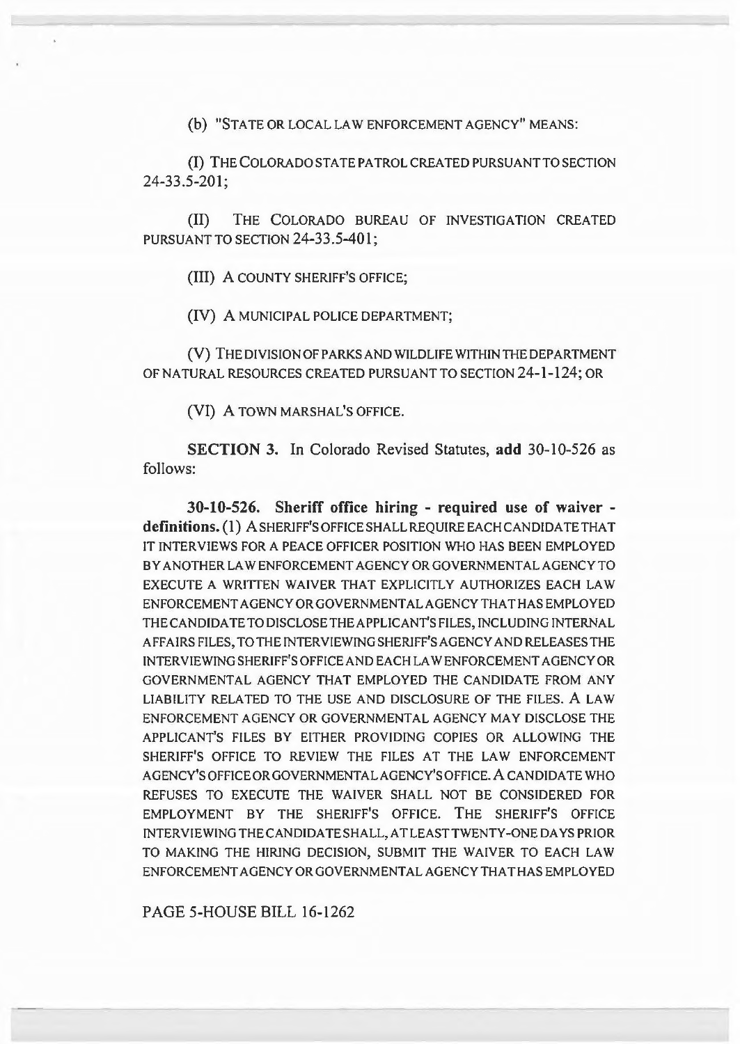(b) "STATE OR LOCAL LAW ENFORCEMENT AGENCY" MEANS:

(I) THE COLORADO STATE PATROL CREATED PURSUANT TO SECTION 24-33.5-201;

(II) THE COLORADO BUREAU OF INVESTIGATION CREATED PURSUANT TO SECTION 24-33.5-401;

(III) A COUNTY SHERIFF'S OFFICE;

(IV) A MUNICIPAL POLICE DEPARTMENT;

(V) THE DIVISION OF PARKS AND WILDLIFE WITHIN THE DEPARTMENT OF NATURAL RESOURCES CREATED PURSUANT TO SECTION 24-1-124; OR

(VI) A TOWN MARSHAL'S OFFICE.

**SECTION 3.** In Colorado Revised Statutes, **add** 30-10-526 as follows:

**30-10-526. Sheriff office hiring - required use of waiver - definitions.** (1) A SHERIFF'S OFFICE SHALL REQUIRE EACH CANDIDATE THAT IT INTERVIEWS FOR A PEACE OFFICER POSITION WHO HAS BEEN EMPLOYED BY ANOTHER LAW ENFORCEMENT AGENCY OR GOVERNMENTAL AGENCY TO EXECUTE A WRITTEN WAIVER THAT EXPLICITLY AUTHORIZES EACH LAW ENFORCEMENT AGENCY OR GOVERNMENTAL AGENCY THAT HAS EMPLOYED THE CANDIDATE TO DISCLOSE THE APPLICANT'S FILES, INCLUDING INTERNAL AFFAIRS FILES, TO THE INTERVIEWING SHERIFF'S AGENCY AND RELEASES THE INTERVIEWING SHERIFF'S OFFICE AND EACH LAW ENFORCEMENT AGENCY OR GOVERNMENTAL AGENCY THAT EMPLOYED THE CANDIDATE FROM ANY LIABILITY RELATED TO THE USE AND DISCLOSURE OF THE FILES. A LAW ENFORCEMENT AGENCY OR GOVERNMENTAL AGENCY MAY DISCLOSE THE APPLICANT'S FILES BY EITHER PROVIDING COPIES OR ALLOWING THE SHERIFF'S OFFICE TO REVIEW THE FILES AT THE LAW ENFORCEMENT AGENCY'S OFFICE OR GOVERNMENTAL AGENCY'S OFFICE. A CANDIDATE WHO REFUSES TO EXECUTE THE WAIVER SHALL NOT BE CONSIDERED FOR EMPLOYMENT BY THE SHERIFF'S OFFICE. THE SHERIFF'S OFFICE INTERVIEWING THE CANDIDATE SHALL, AT LEAST TWENTY-ONE DAYS PRIOR TO MAKING THE HIRING DECISION, SUBMIT THE WAIVER TO EACH LAW ENFORCEMENT AGENCY OR GOVERNMENTAL AGENCY THAT HAS EMPLOYED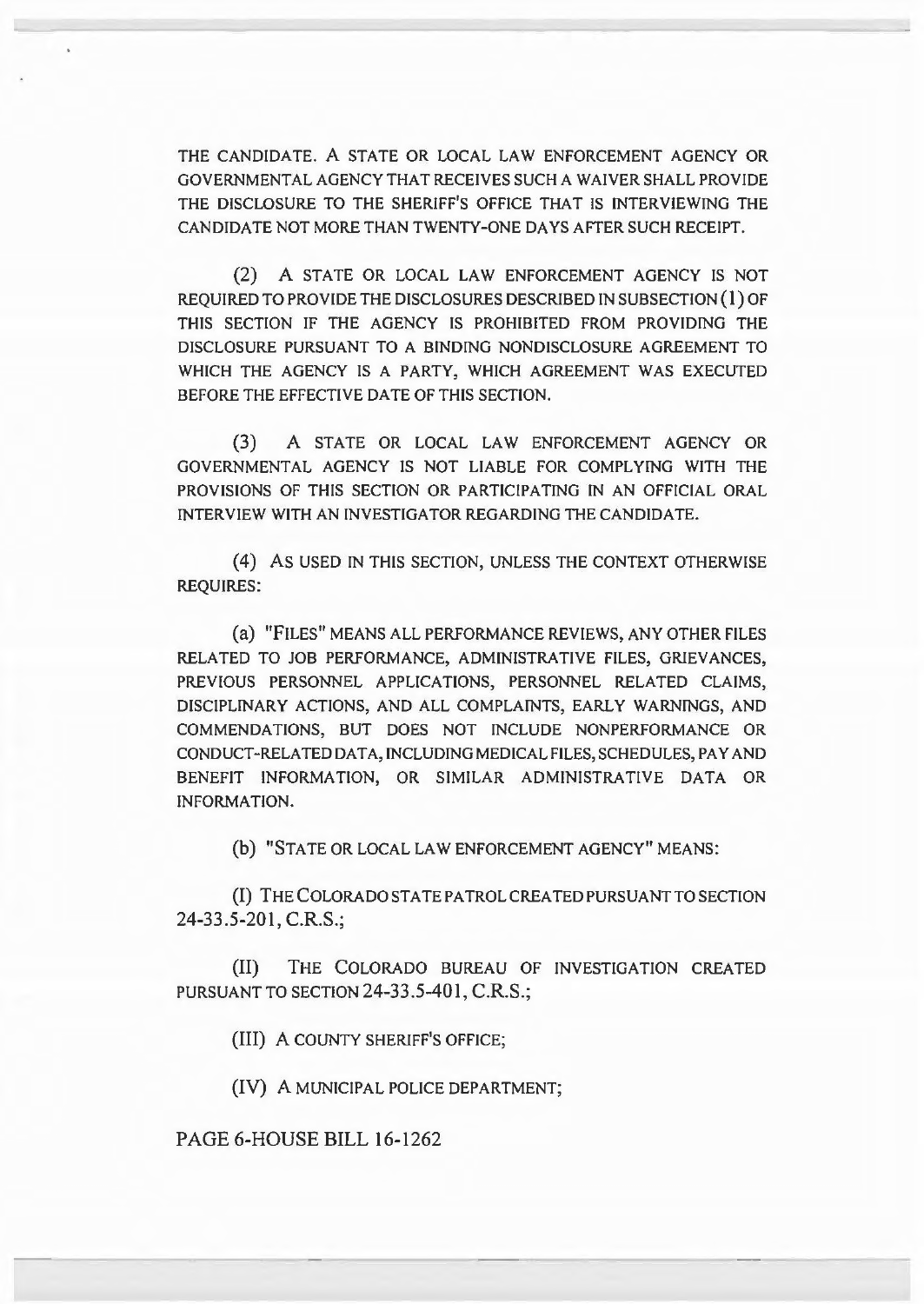THE CANDIDATE. A STATE OR LOCAL LAW ENFORCEMENT AGENCY OR GOVERNMENTAL AGENCY THAT RECEIVES SUCH A WAIVER SHALL PROVIDE THE DISCLOSURE TO THE SHERIFF'S OFFICE THAT IS INTERVIEWING THE CANDIDATE NOT MORE THAN TWENTY-ONE DAYS AFTER SUCH RECEIPT.

(2) A STATE OR LOCAL LAW ENFORCEMENT AGENCY IS NOT REQUIRED TO PROVIDE THE DISCLOSURES DESCRIBED IN SUBSECTION (1) OF THIS SECTION IF THE AGENCY IS PROHIBITED FROM PROVIDING THE DISCLOSURE PURSUANT TO A BINDING NONDISCLOSURE AGREEMENT TO WHICH THE AGENCY IS A PARTY, WHICH AGREEMENT WAS EXECUTED BEFORE THE EFFECTIVE DATE OF THIS SECTION.

(3) A STATE OR LOCAL LAW ENFORCEMENT AGENCY OR GOVERNMENTAL AGENCY IS NOT LIABLE FOR COMPLYING WITH THE PROVISIONS OF THIS SECTION OR PARTICIPATING IN AN OFFICIAL ORAL INTERVIEW WITH AN INVESTIGATOR REGARDING THE CANDIDATE.

(4) AS USED IN THIS SECTION, UNLESS THE CONTEXT OTHERWISE REQUIRES:

(a) "FILES" MEANS ALL PERFORMANCE REVIEWS, ANY OTHER FILES RELATED TO JOB PERFORMANCE, ADMINISTRATIVE FILES, GRIEVANCES, PREVIOUS PERSONNEL APPLICATIONS, PERSONNEL RELATED CLAIMS, DISCIPLINARY ACTIONS, AND ALL COMPLAINTS, EARLY WARNINGS, AND COMMENDATIONS, BUT DOES NOT INCLUDE NONPERFORMANCE OR CONDUCT-RELATED DATA, INCLUDING MEDICAL FILES, SCHEDULES, PAY AND BENEFIT INFORMATION, OR SIMILAR ADMINISTRATIVE DATA OR INFORMATION.

(b) "STATE OR LOCAL LAW ENFORCEMENT AGENCY" MEANS:

(I) THE COLORADO STATE PATROL CREATED PURSUANT TO SECTION 24-33.5-201, C.R.S.;

(II) THE COLORADO BUREAU OF INVESTIGATION CREATED PURSUANT TO SECTION 24-33.5-401, C.R.S.;

(III) A COUNTY SHERIFF'S OFFICE;

(IV) A MUNICIPAL POLICE DEPARTMENT;

PAGE 6-HOUSE BILL 16-1262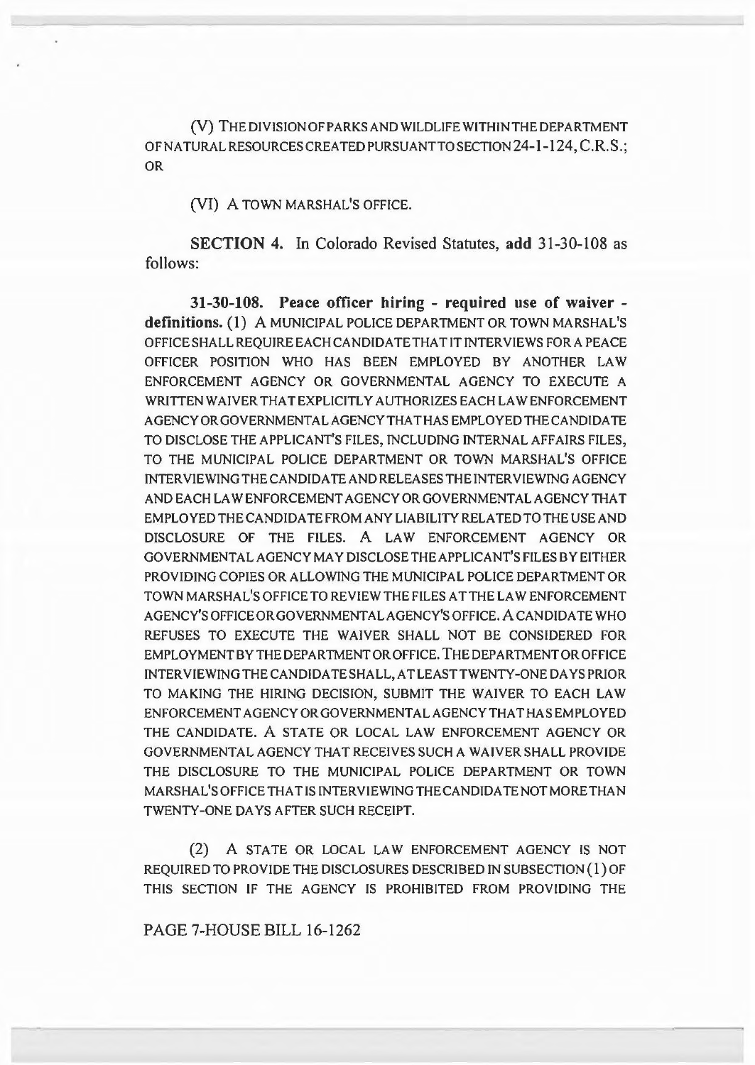(V) THE DIVISION OF PARKS AND WILDLIFE WITHIN THE DEPARTMENT OF NATURAL RESOURCES CREATED PURSUANT TO SECTION 24-1-124, C.R.S.; OR

(VI) A TOWN MARSHAL'S OFFICE.

**SECTION 4.** In Colorado Revised Statutes, **add** 31-30-108 as follows:

**31-30-108. Peace officer hiring - required use of waiver - definitions.** (1) A MUNICIPAL POLICE DEPARTMENT OR TOWN MARSHAL'S OFFICE SHALL REQUIRE EACH CANDIDATE THAT IT INTERVIEWS FOR A PEACE OFFICER POSITION WHO HAS BEEN EMPLOYED BY ANOTHER LAW ENFORCEMENT AGENCY OR GOVERNMENTAL AGENCY TO EXECUTE A WRITTEN WAIVER THAT EXPLICITLY AUTHORIZES EACH LAW ENFORCEMENT AGENCY OR GOVERNMENTAL AGENCY THAT HAS EMPLOYED THE CANDIDATE TO DISCLOSE THE APPLICANT'S FILES, INCLUDING INTERNAL AFFAIRS FILES, TO THE MUNICIPAL POLICE DEPARTMENT OR TOWN MARSHAL'S OFFICE INTERVIEWING THE CANDIDATE AND RELEASES THE INTERVIEWING AGENCY AND EACH LAW ENFORCEMENT AGENCY OR GOVERNMENTAL AGENCY THAT EMPLOYED THE CANDIDATE FROM ANY LIABILITY RELATED TO THE USE AND DISCLOSURE OF THE FILES. A LAW ENFORCEMENT AGENCY OR GOVERNMENTAL AGENCY MAY DISCLOSE THE APPLICANT'S FILES BY EITHER PROVIDING COPIES OR ALLOWING THE MUNICIPAL POLICE DEPARTMENT OR TOWN MARSHAL'S OFFICE TO REVIEW THE FILES AT THE LAW ENFORCEMENT AGENCY'S OFFICE OR GOVERNMENTAL AGENCY'S OFFICE. A CANDIDATE WHO REFUSES TO EXECUTE THE WAIVER SHALL NOT BE CONSIDERED FOR EMPLOYMENT BY THE DEPARTMENT OR OFFICE. THE DEPARTMENT OR OFFICE INTERVIEWING THE CANDIDATE SHALL, AT LEAST TWENTY-ONE DAYS PRIOR TO MAKING THE HIRING DECISION, SUBMIT THE WAIVER TO EACH LAW ENFORCEMENT AGENCY OR GOVERNMENTAL AGENCY THAT HAS EMPLOYED THE CANDIDATE. A STATE OR LOCAL LAW ENFORCEMENT AGENCY OR GOVERNMENTAL AGENCY THAT RECEIVES SUCH A WAIVER SHALL PROVIDE THE DISCLOSURE TO THE MUNICIPAL POLICE DEPARTMENT OR TOWN MARSHAL'S OFFICE THAT IS INTERVIEWING THE CANDIDATE NOT MORE THAN TWENTY-ONE DAYS AFTER SUCH RECEIPT.

(2) A STATE OR LOCAL LAW ENFORCEMENT AGENCY IS NOT REQUIRED TO PROVIDE THE DISCLOSURES DESCRIBED IN SUBSECTION (1) OF THIS SECTION IF THE AGENCY IS PROHIBITED FROM PROVIDING THE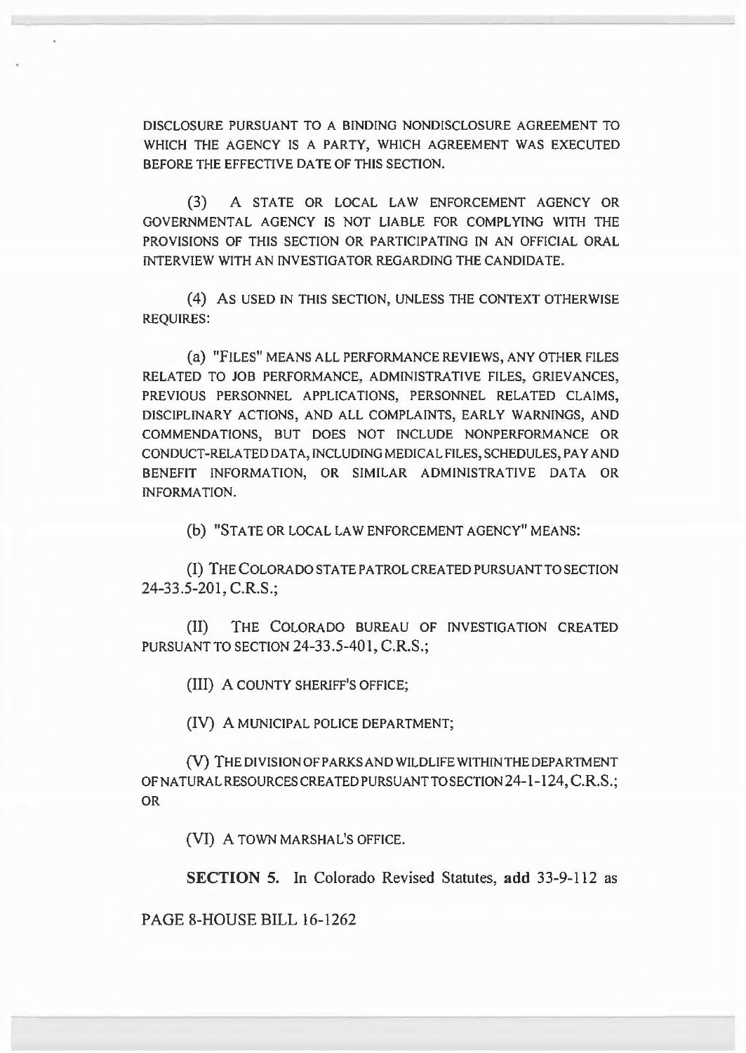DISCLOSURE PURSUANT TO A BINDING NONDISCLOSURE AGREEMENT TO WHICH THE AGENCY IS A PARTY, WHICH AGREEMENT WAS EXECUTED BEFORE THE EFFECTIVE DATE OF THIS SECTION.

(3) A STATE OR LOCAL LAW ENFORCEMENT AGENCY OR GOVERNMENTAL AGENCY IS NOT LIABLE FOR COMPLYING WITH THE PROVISIONS OF THIS SECTION OR PARTICIPATING IN AN OFFICIAL ORAL INTERVIEW WITH AN INVESTIGATOR REGARDING THE CANDIDATE.

(4) AS USED IN THIS SECTION, UNLESS THE CONTEXT OTHERWISE REQUIRES:

(a) "FILES" MEANS ALL PERFORMANCE REVIEWS, ANY OTHER FILES RELATED TO JOB PERFORMANCE, ADMINISTRATIVE FILES, GRIEVANCES, PREVIOUS PERSONNEL APPLICATIONS, PERSONNEL RELATED CLAIMS, DISCIPLINARY ACTIONS, AND ALL COMPLAINTS, EARLY WARNINGS, AND COMMENDATIONS, BUT DOES NOT INCLUDE NONPERFORMANCE OR CONDUCT-RELATED DATA, INCLUDING MEDICAL FILES, SCHEDULES, PAY AND BENEFIT INFORMATION, OR SIMILAR ADMINISTRATIVE DATA OR INFORMATION.

(b) "STATE OR LOCAL LAW ENFORCEMENT AGENCY" MEANS:

(I) THE COLORADO STATE PATROL CREATED PURSUANT TO SECTION 24-33.5-201, C.R.S.;

(II) THE COLORADO BUREAU OF INVESTIGATION CREATED PURSUANT TO SECTION 24-33.5-401, C.R.S.;

(III) A COUNTY SHERIFF'S OFFICE;

(IV) A MUNICIPAL POLICE DEPARTMENT;

(V) THE DIVISION OF PARKS AND WILDLIFE WITHIN THE DEPARTMENT OF NATURAL RESOURCES CREATED PURSUANT TO SECTION 24-1-124, C.R.S.; OR

(VI) A TOWN MARSHAL'S OFFICE.

**SECTION 5.** In Colorado Revised Statutes, **add** 33-9-112 as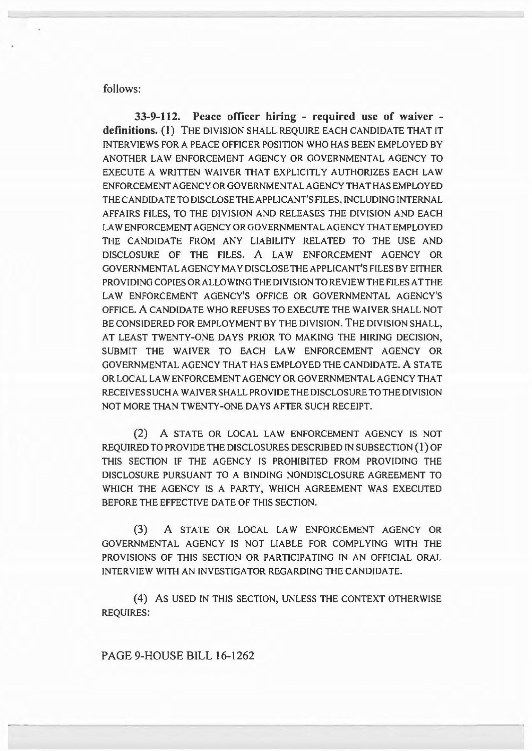follows:

**33-9-112. Peace officer hiring - required use of waiver - definitions.** (1) THE DIVISION SHALL REQUIRE EACH CANDIDATE THAT IT INTERVIEWS FOR A PEACE OFFICER POSITION WHO HAS BEEN EMPLOYED BY ANOTHER LAW ENFORCEMENT AGENCY OR GOVERNMENTAL AGENCY TO EXECUTE A WRITTEN WAIVER THAT EXPLICITLY AUTHORIZES EACH LAW ENFORCEMENT AGENCY OR GOVERNMENTAL AGENCY THAT HAS EMPLOYED THE CANDIDATE TO DISCLOSE THE APPLICANT'S FILES, INCLUDING INTERNAL AFFAIRS FILES, TO THE DIVISION AND RELEASES THE DIVISION AND EACH LAW ENFORCEMENT AGENCY OR GOVERNMENTAL AGENCY THAT EMPLOYED THE CANDIDATE FROM ANY LIABILITY RELATED TO THE USE AND DISCLOSURE OF THE FILES. A LAW ENFORCEMENT AGENCY OR GOVERNMENTAL AGENCY MAY DISCLOSE THE APPLICANT'S FILES BY EITHER PROVIDING COPIES OR ALLOWING THE DIVISION TO REVIEW THE FILES AT THE LAW ENFORCEMENT AGENCY'S OFFICE OR GOVERNMENTAL AGENCY'S OFFICE. A CANDIDATE WHO REFUSES TO EXECUTE THE WAIVER SHALL NOT BE CONSIDERED FOR EMPLOYMENT BY THE DIVISION. THE DIVISION SHALL, AT LEAST TWENTY-ONE DAYS PRIOR TO MAKING THE HIRING DECISION, SUBMIT THE WAIVER TO EACH LAW ENFORCEMENT AGENCY OR GOVERNMENTAL AGENCY THAT HAS EMPLOYED THE CANDIDATE. A STATE OR LOCAL LAW ENFORCEMENT AGENCY OR GOVERNMENTAL AGENCY THAT RECEIVES SUCH A WAIVER SHALL PROVIDE THE DISCLOSURE TO THE DIVISION NOT MORE THAN TWENTY-ONE DAYS AFTER SUCH RECEIPT.

(2) A STATE OR LOCAL LAW ENFORCEMENT AGENCY IS NOT REQUIRED TO PROVIDE THE DISCLOSURES DESCRIBED IN SUBSECTION (1) OF THIS SECTION IF THE AGENCY IS PROHIBITED FROM PROVIDING THE DISCLOSURE PURSUANT TO A BINDING NONDISCLOSURE AGREEMENT TO WHICH THE AGENCY IS A PARTY, WHICH AGREEMENT WAS EXECUTED BEFORE THE EFFECTIVE DATE OF THIS SECTION.

(3) A STATE OR LOCAL LAW ENFORCEMENT AGENCY OR GOVERNMENTAL AGENCY IS NOT LIABLE FOR COMPLYING WITH THE PROVISIONS OF THIS SECTION OR PARTICIPATING IN AN OFFICIAL ORAL INTERVIEW WITH AN INVESTIGATOR REGARDING THE CANDIDATE.

(4) AS USED IN THIS SECTION, UNLESS THE CONTEXT OTHERWISE REQUIRES:

PAGE 9-HOUSE BILL 16-1262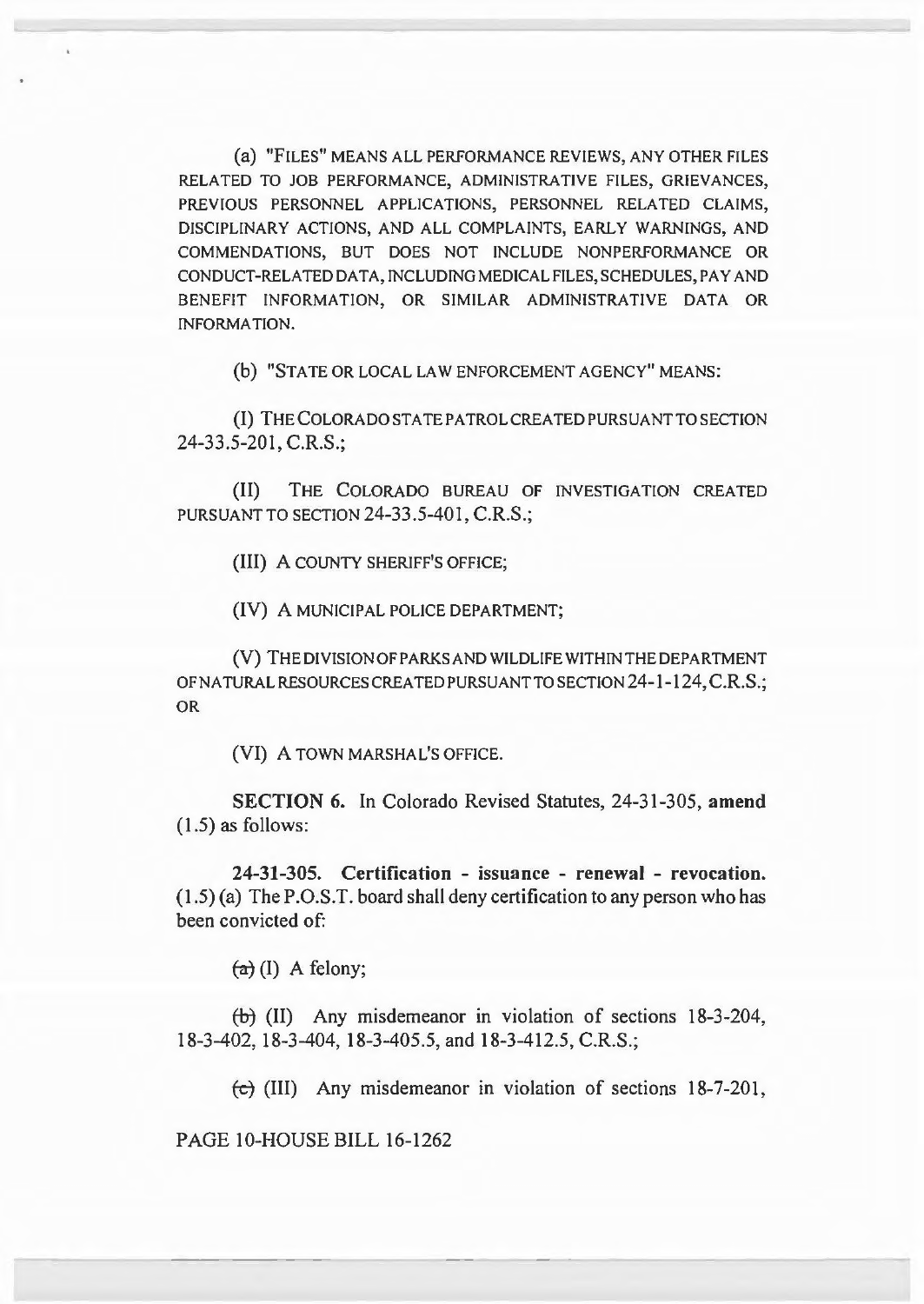(a) "FILES" MEANS ALL PERFORMANCE REVIEWS, ANY OTHER FILES RELATED TO JOB PERFORMANCE, ADMINISTRATIVE FILES, GRIEVANCES, PREVIOUS PERSONNEL APPLICATIONS, PERSONNEL RELATED CLAIMS, DISCIPLINARY ACTIONS, AND ALL COMPLAINTS, EARLY WARNINGS, AND COMMENDATIONS, BUT DOES NOT INCLUDE NONPERFORMANCE OR CONDUCT-RELATED DATA, INCLUDING MEDICAL FILES, SCHEDULES, PAY AND BENEFIT INFORMATION, OR SIMILAR ADMINISTRATIVE DATA OR INFORMATION.

(b) "STATE OR LOCAL LAW ENFORCEMENT AGENCY" MEANS:

(I) THE COLORADO STATE PATROL CREATED PURSUANT TO SECTION 24-33.5-201, C.R.S.;

(II) THE COLORADO BUREAU OF INVESTIGATION CREATED PURSUANT TO SECTION 24-33.5-401, C.R.S.;

(III) A COUNTY SHERIFF'S OFFICE;

(IV) A MUNICIPAL POLICE DEPARTMENT;

(V) THE DIVISION OF PARKS AND WILDLIFE WITHIN THE DEPARTMENT OF NATURAL RESOURCES CREATED PURSUANT TO SECTION 24-1-124, C.R.S.; OR

(VI) A TOWN MARSHAL'S OFFICE.

**SECTION 6.** In Colorado Revised Statutes, 24-31-305, **amend** (1.5) as follows:

**24-31-305. Certification - issuance - renewal - revocation.** (1.5) (a) The P.O.S.T. board shall deny certification to any person who has been convicted of:

~~(a)~~ (I) A felony;

~~(b)~~ (II) Any misdemeanor in violation of sections 18-3-204, 18-3-402, 18-3-404, 18-3-405.5, and 18-3-412.5, C.R.S.;

~~(c)~~ (III) Any misdemeanor in violation of sections 18-7-201,

PAGE 10-HOUSE BILL 16-1262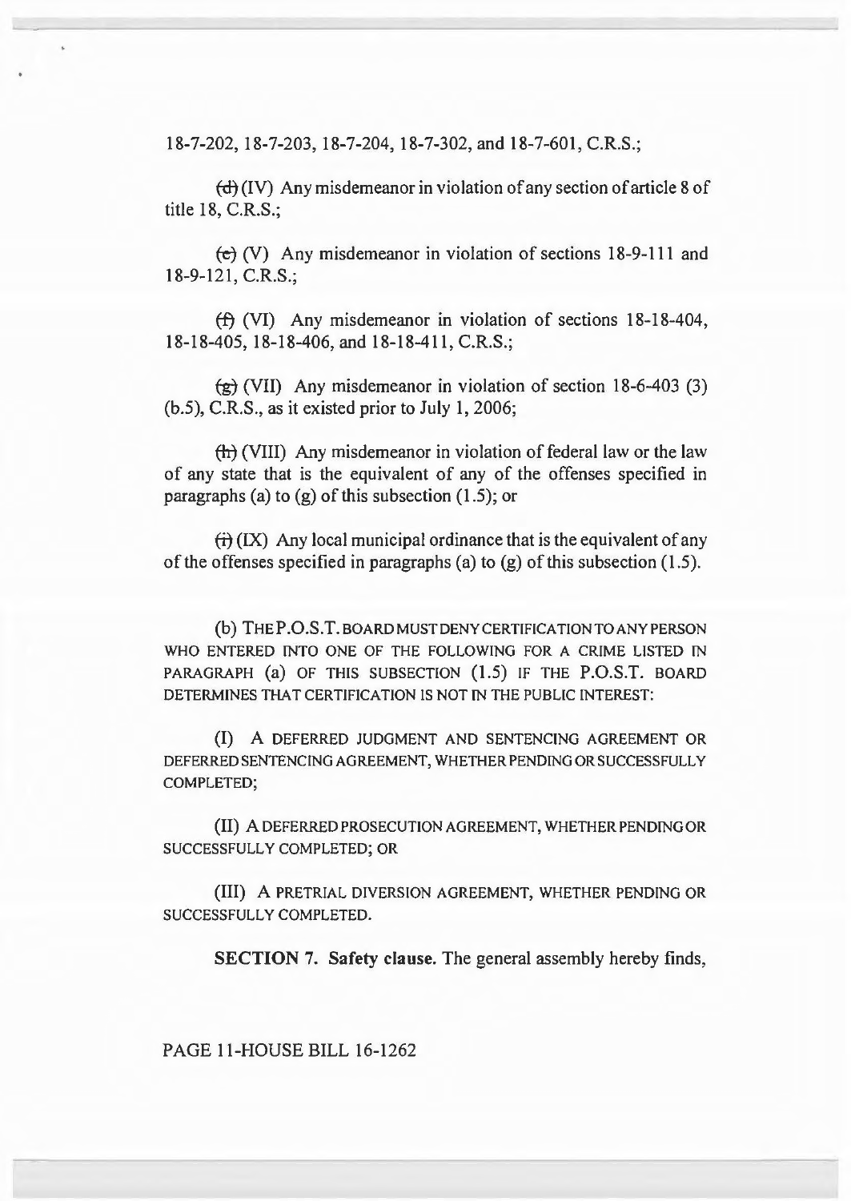18-7-202, 18-7-203, 18-7-204, 18-7-302, and 18-7-601, C.R.S.;

~~(d)~~ (IV) Any misdemeanor in violation of any section of article 8 of title 18, C.R.S.;

~~(e)~~ (V) Any misdemeanor in violation of sections 18-9-111 and 18-9-121, C.R.S.;

~~(f)~~ (VI) Any misdemeanor in violation of sections 18-18-404, 18-18-405, 18-18-406, and 18-18-411, C.R.S.;

~~(g)~~ (VII) Any misdemeanor in violation of section 18-6-403 (3) (b.5), C.R.S., as it existed prior to July 1, 2006;

~~(h)~~ (VIII) Any misdemeanor in violation of federal law or the law of any state that is the equivalent of any of the offenses specified in paragraphs (a) to (g) of this subsection (1.5); or

~~(i)~~ (IX) Any local municipal ordinance that is the equivalent of any of the offenses specified in paragraphs (a) to (g) of this subsection (1.5).

(b) THE P.O.S.T. BOARD MUST DENY CERTIFICATION TO ANY PERSON WHO ENTERED INTO ONE OF THE FOLLOWING FOR A CRIME LISTED IN PARAGRAPH (a) OF THIS SUBSECTION (1.5) IF THE P.O.S.T. BOARD DETERMINES THAT CERTIFICATION IS NOT IN THE PUBLIC INTEREST:

(I) A DEFERRED JUDGMENT AND SENTENCING AGREEMENT OR DEFERRED SENTENCING AGREEMENT, WHETHER PENDING OR SUCCESSFULLY COMPLETED;

(II) A DEFERRED PROSECUTION AGREEMENT, WHETHER PENDING OR SUCCESSFULLY COMPLETED; OR

(III) A PRETRIAL DIVERSION AGREEMENT, WHETHER PENDING OR SUCCESSFULLY COMPLETED.

**SECTION 7. Safety clause.** The general assembly hereby finds,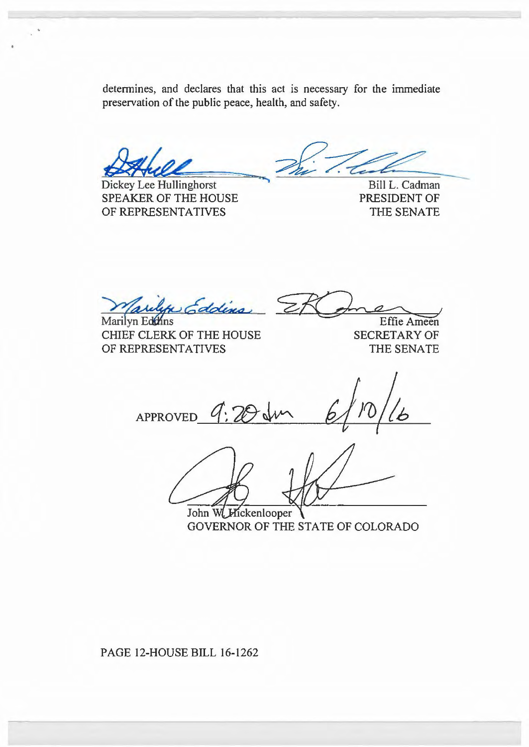determines, and declares that this act is necessary for the immediate preservation of the public peace, health, and safety.

Dickey Lee Hullinghorst
SPEAKER OF THE HOUSE
OF REPRESENTATIVES

Bill L. Cadman
PRESIDENT OF
THE SENATE

Marilyn Eddins
CHIEF CLERK OF THE HOUSE
OF REPRESENTATIVES

Effie Ameen
SECRETARY OF
THE SENATE

APPROVED 9:20 am 6/10/16

John W. Hickenlooper
GOVERNOR OF THE STATE OF COLORADO

PAGE 12-HOUSE BILL 16-1262